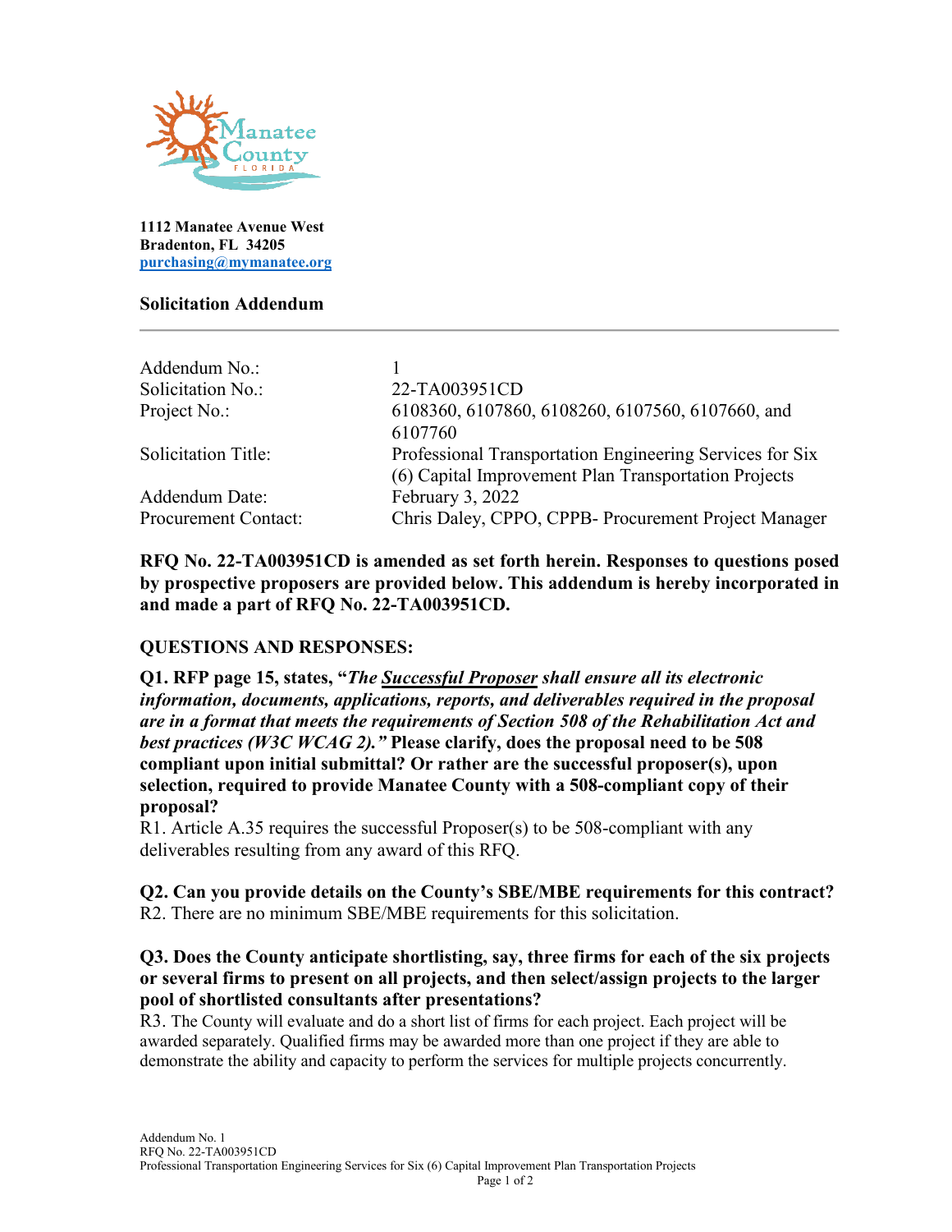1112 Manatee Avenue West
Bradenton, FL 34205
purchasing@mymanatee.org

## Solicitation Addendum

| | |
|---|---|
| Addendum No.: | 1 |
| Solicitation No.: | 22-TA003951CD |
| Project No.: | 6108360, 6107860, 6108260, 6107560, 6107660, and 6107760 |
| Solicitation Title: | Professional Transportation Engineering Services for Six (6) Capital Improvement Plan Transportation Projects |
| Addendum Date: | February 3, 2022 |
| Procurement Contact: | Chris Daley, CPPO, CPPB- Procurement Project Manager |

**RFQ No. 22-TA003951CD is amended as set forth herein. Responses to questions posed by prospective proposers are provided below. This addendum is hereby incorporated in and made a part of RFQ No. 22-TA003951CD.**

### QUESTIONS AND RESPONSES:

**Q1. RFP page 15, states, "*The Successful Proposer shall ensure all its electronic information, documents, applications, reports, and deliverables required in the proposal are in a format that meets the requirements of Section 508 of the Rehabilitation Act and best practices (W3C WCAG 2).*" Please clarify, does the proposal need to be 508 compliant upon initial submittal? Or rather are the successful proposer(s), upon selection, required to provide Manatee County with a 508-compliant copy of their proposal?**

R1. Article A.35 requires the successful Proposer(s) to be 508-compliant with any deliverables resulting from any award of this RFQ.

**Q2. Can you provide details on the County's SBE/MBE requirements for this contract?**

R2. There are no minimum SBE/MBE requirements for this solicitation.

**Q3. Does the County anticipate shortlisting, say, three firms for each of the six projects or several firms to present on all projects, and then select/assign projects to the larger pool of shortlisted consultants after presentations?**

R3. The County will evaluate and do a short list of firms for each project. Each project will be awarded separately. Qualified firms may be awarded more than one project if they are able to demonstrate the ability and capacity to perform the services for multiple projects concurrently.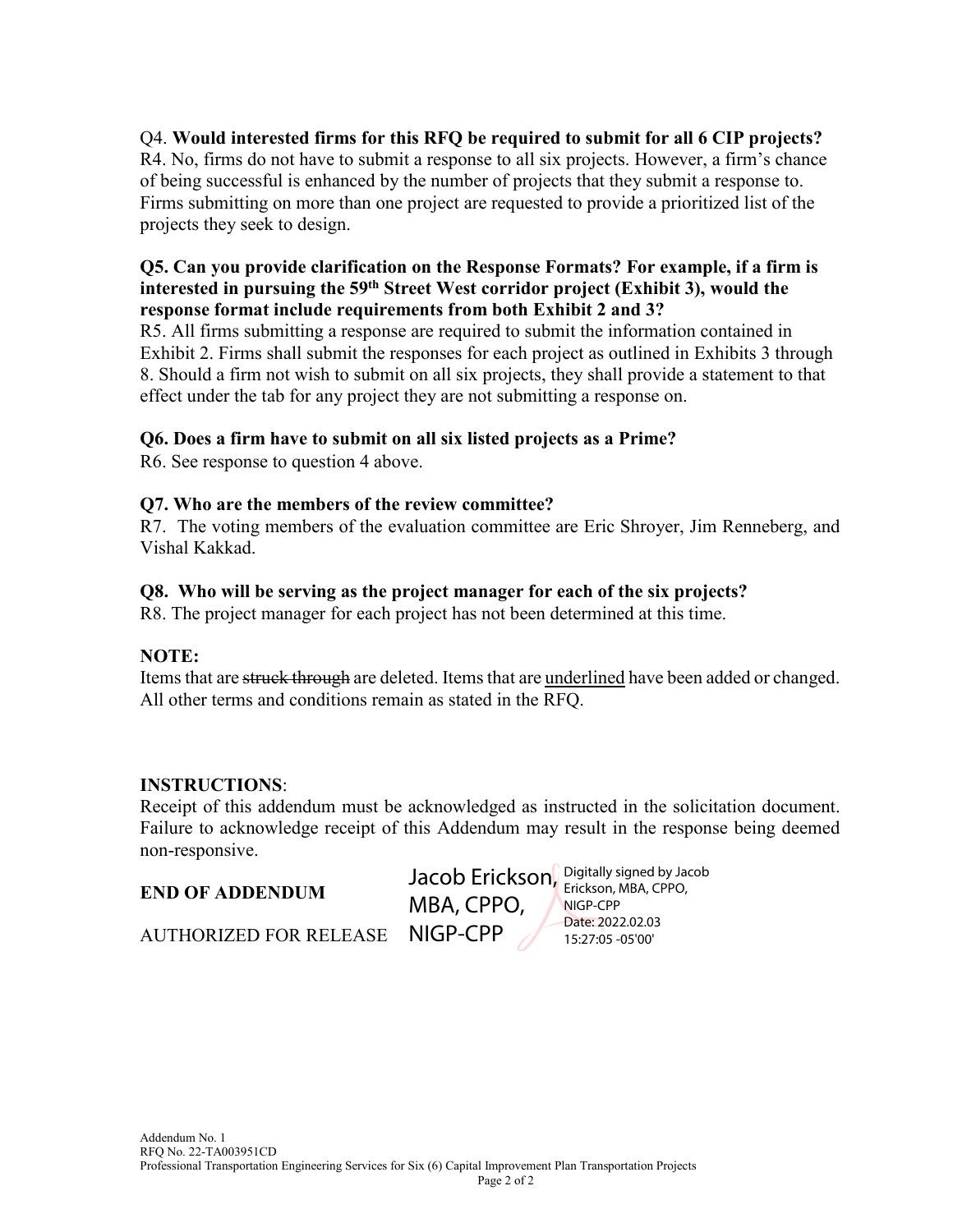Q4. **Would interested firms for this RFQ be required to submit for all 6 CIP projects?**
R4. No, firms do not have to submit a response to all six projects. However, a firm's chance of being successful is enhanced by the number of projects that they submit a response to. Firms submitting on more than one project are requested to provide a prioritized list of the projects they seek to design.

**Q5. Can you provide clarification on the Response Formats? For example, if a firm is interested in pursuing the 59th Street West corridor project (Exhibit 3), would the response format include requirements from both Exhibit 2 and 3?**
R5. All firms submitting a response are required to submit the information contained in Exhibit 2. Firms shall submit the responses for each project as outlined in Exhibits 3 through 8. Should a firm not wish to submit on all six projects, they shall provide a statement to that effect under the tab for any project they are not submitting a response on.

**Q6. Does a firm have to submit on all six listed projects as a Prime?**
R6. See response to question 4 above.

**Q7. Who are the members of the review committee?**
R7. The voting members of the evaluation committee are Eric Shroyer, Jim Renneberg, and Vishal Kakkad.

**Q8. Who will be serving as the project manager for each of the six projects?**
R8. The project manager for each project has not been determined at this time.

**NOTE:**
Items that are ~~struck through~~ are deleted. Items that are <u>underlined</u> have been added or changed. All other terms and conditions remain as stated in the RFQ.

**INSTRUCTIONS**:
Receipt of this addendum must be acknowledged as instructed in the solicitation document. Failure to acknowledge receipt of this Addendum may result in the response being deemed non-responsive.

**END OF ADDENDUM**

AUTHORIZED FOR RELEASE

Jacob Erickson, MBA, CPPO, NIGP-CPP

Digitally signed by Jacob Erickson, MBA, CPPO, NIGP-CPP
Date: 2022.02.03 15:27:05 -05'00'

Addendum No. 1
RFQ No. 22-TA003951CD
Professional Transportation Engineering Services for Six (6) Capital Improvement Plan Transportation Projects